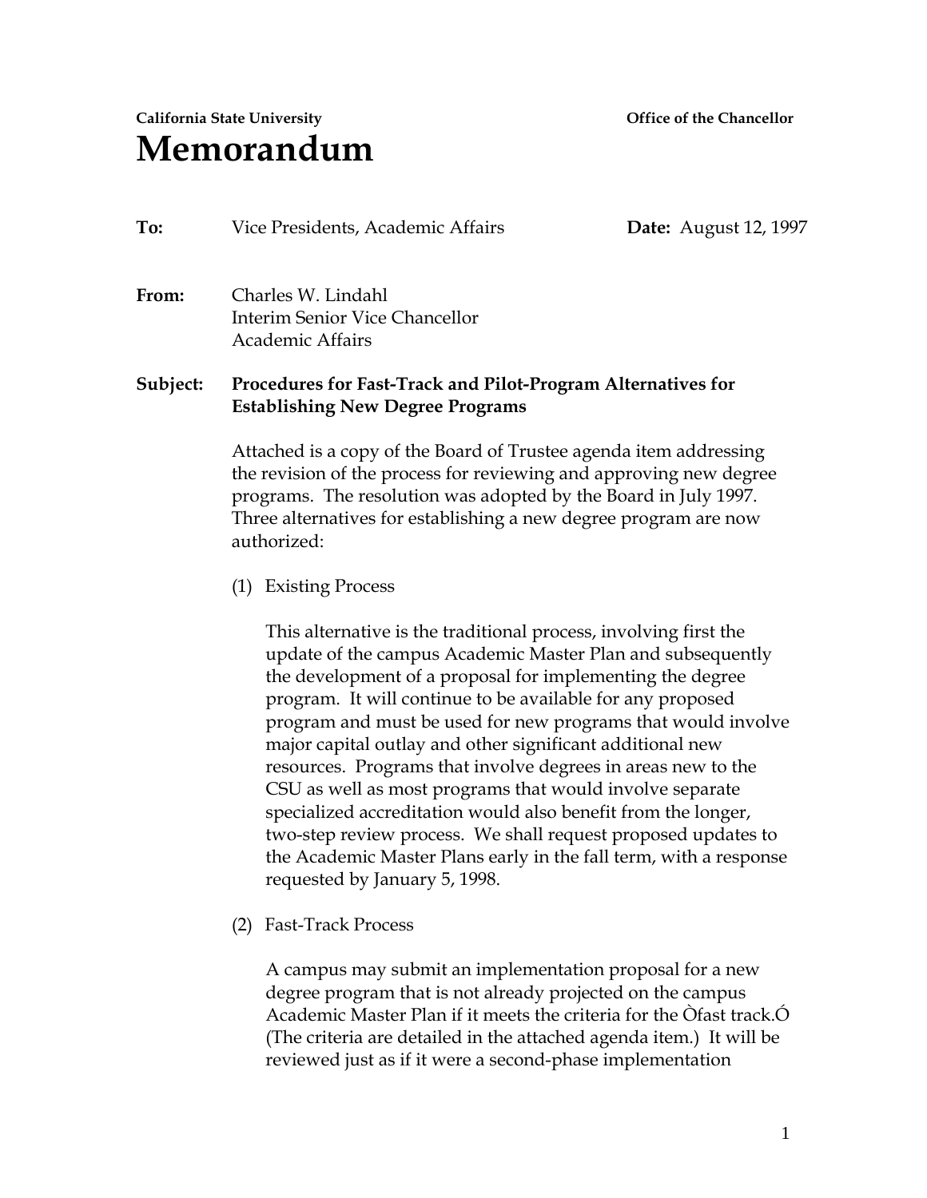**California State University** **Office of the Chancellor**

# Memorandum

**To:** Vice Presidents, Academic Affairs **Date:** August 12, 1997

**From:** Charles W. Lindahl
Interim Senior Vice Chancellor
Academic Affairs

**Subject:** **Procedures for Fast-Track and Pilot-Program Alternatives for Establishing New Degree Programs**

Attached is a copy of the Board of Trustee agenda item addressing the revision of the process for reviewing and approving new degree programs. The resolution was adopted by the Board in July 1997. Three alternatives for establishing a new degree program are now authorized:

(1) Existing Process

This alternative is the traditional process, involving first the update of the campus Academic Master Plan and subsequently the development of a proposal for implementing the degree program. It will continue to be available for any proposed program and must be used for new programs that would involve major capital outlay and other significant additional new resources. Programs that involve degrees in areas new to the CSU as well as most programs that would involve separate specialized accreditation would also benefit from the longer, two-step review process. We shall request proposed updates to the Academic Master Plans early in the fall term, with a response requested by January 5, 1998.

(2) Fast-Track Process

A campus may submit an implementation proposal for a new degree program that is not already projected on the campus Academic Master Plan if it meets the criteria for the Òfast track.Ó (The criteria are detailed in the attached agenda item.) It will be reviewed just as if it were a second-phase implementation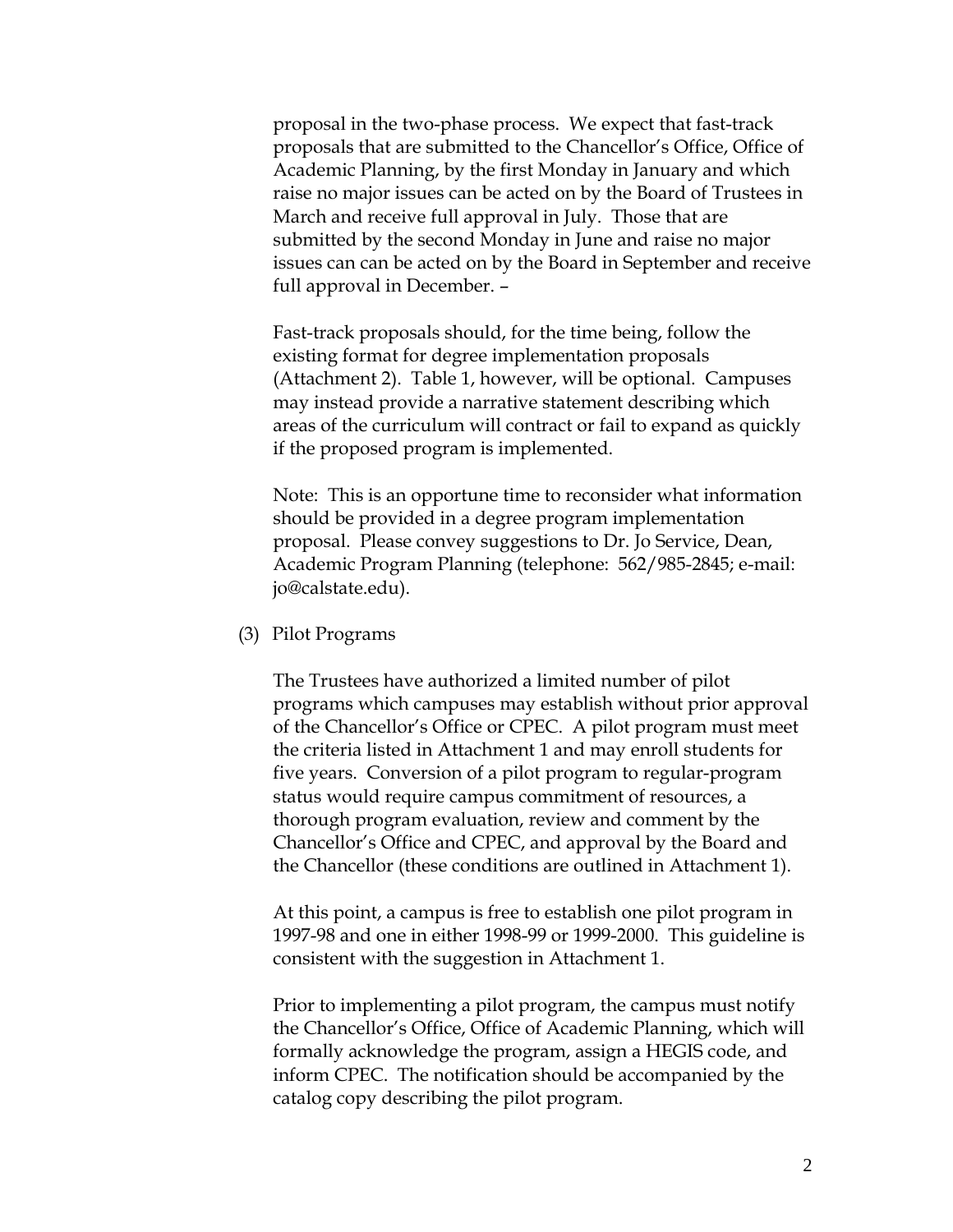proposal in the two-phase process. We expect that fast-track proposals that are submitted to the Chancellor's Office, Office of Academic Planning, by the first Monday in January and which raise no major issues can be acted on by the Board of Trustees in March and receive full approval in July. Those that are submitted by the second Monday in June and raise no major issues can can be acted on by the Board in September and receive full approval in December. –

Fast-track proposals should, for the time being, follow the existing format for degree implementation proposals (Attachment 2). Table 1, however, will be optional. Campuses may instead provide a narrative statement describing which areas of the curriculum will contract or fail to expand as quickly if the proposed program is implemented.

Note: This is an opportune time to reconsider what information should be provided in a degree program implementation proposal. Please convey suggestions to Dr. Jo Service, Dean, Academic Program Planning (telephone: 562/985-2845; e-mail: jo@calstate.edu).

(3) Pilot Programs

The Trustees have authorized a limited number of pilot programs which campuses may establish without prior approval of the Chancellor's Office or CPEC. A pilot program must meet the criteria listed in Attachment 1 and may enroll students for five years. Conversion of a pilot program to regular-program status would require campus commitment of resources, a thorough program evaluation, review and comment by the Chancellor's Office and CPEC, and approval by the Board and the Chancellor (these conditions are outlined in Attachment 1).

At this point, a campus is free to establish one pilot program in 1997-98 and one in either 1998-99 or 1999-2000. This guideline is consistent with the suggestion in Attachment 1.

Prior to implementing a pilot program, the campus must notify the Chancellor's Office, Office of Academic Planning, which will formally acknowledge the program, assign a HEGIS code, and inform CPEC. The notification should be accompanied by the catalog copy describing the pilot program.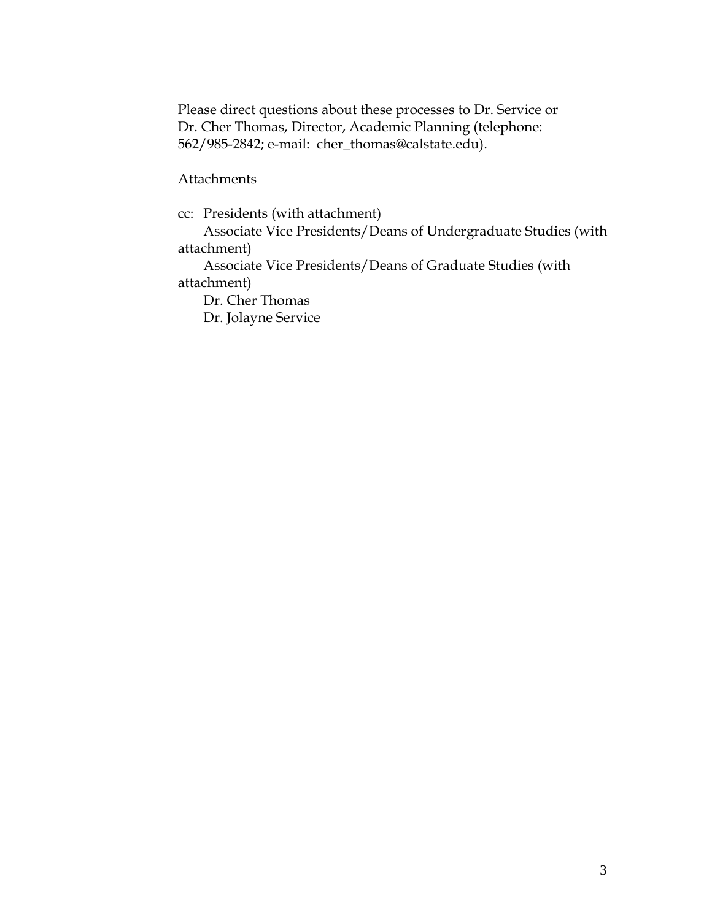Please direct questions about these processes to Dr. Service or Dr. Cher Thomas, Director, Academic Planning (telephone: 562/985-2842; e-mail: cher_thomas@calstate.edu).

Attachments

cc: Presidents (with attachment)
Associate Vice Presidents/Deans of Undergraduate Studies (with attachment)
Associate Vice Presidents/Deans of Graduate Studies (with attachment)
Dr. Cher Thomas
Dr. Jolayne Service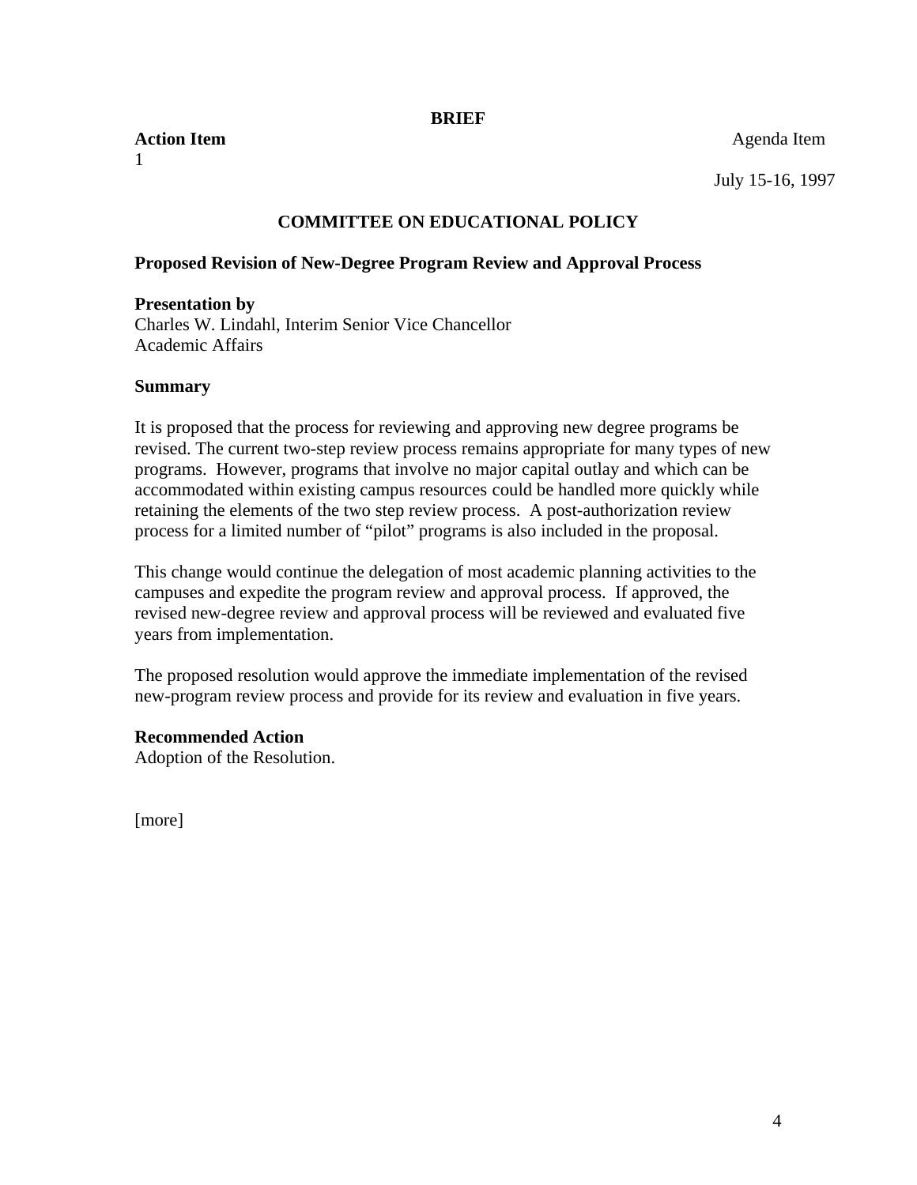**BRIEF**

**Action Item** Agenda Item 1

July 15-16, 1997

## COMMITTEE ON EDUCATIONAL POLICY

**Proposed Revision of New-Degree Program Review and Approval Process**

**Presentation by**
Charles W. Lindahl, Interim Senior Vice Chancellor
Academic Affairs

**Summary**

It is proposed that the process for reviewing and approving new degree programs be revised. The current two-step review process remains appropriate for many types of new programs. However, programs that involve no major capital outlay and which can be accommodated within existing campus resources could be handled more quickly while retaining the elements of the two step review process. A post-authorization review process for a limited number of "pilot" programs is also included in the proposal.

This change would continue the delegation of most academic planning activities to the campuses and expedite the program review and approval process. If approved, the revised new-degree review and approval process will be reviewed and evaluated five years from implementation.

The proposed resolution would approve the immediate implementation of the revised new-program review process and provide for its review and evaluation in five years.

**Recommended Action**
Adoption of the Resolution.

[more]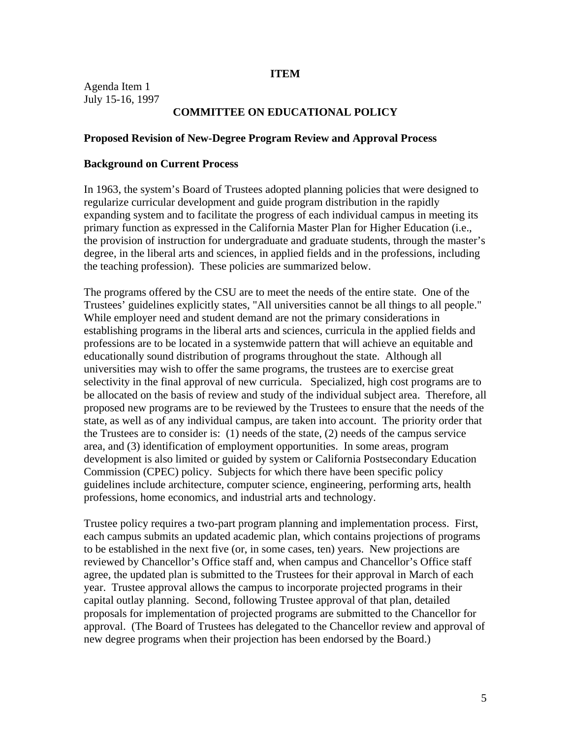**ITEM**

Agenda Item 1
July 15-16, 1997

**COMMITTEE ON EDUCATIONAL POLICY**

**Proposed Revision of New-Degree Program Review and Approval Process**

**Background on Current Process**

In 1963, the system's Board of Trustees adopted planning policies that were designed to regularize curricular development and guide program distribution in the rapidly expanding system and to facilitate the progress of each individual campus in meeting its primary function as expressed in the California Master Plan for Higher Education (i.e., the provision of instruction for undergraduate and graduate students, through the master's degree, in the liberal arts and sciences, in applied fields and in the professions, including the teaching profession). These policies are summarized below.

The programs offered by the CSU are to meet the needs of the entire state. One of the Trustees' guidelines explicitly states, "All universities cannot be all things to all people." While employer need and student demand are not the primary considerations in establishing programs in the liberal arts and sciences, curricula in the applied fields and professions are to be located in a systemwide pattern that will achieve an equitable and educationally sound distribution of programs throughout the state. Although all universities may wish to offer the same programs, the trustees are to exercise great selectivity in the final approval of new curricula. Specialized, high cost programs are to be allocated on the basis of review and study of the individual subject area. Therefore, all proposed new programs are to be reviewed by the Trustees to ensure that the needs of the state, as well as of any individual campus, are taken into account. The priority order that the Trustees are to consider is: (1) needs of the state, (2) needs of the campus service area, and (3) identification of employment opportunities. In some areas, program development is also limited or guided by system or California Postsecondary Education Commission (CPEC) policy. Subjects for which there have been specific policy guidelines include architecture, computer science, engineering, performing arts, health professions, home economics, and industrial arts and technology.

Trustee policy requires a two-part program planning and implementation process. First, each campus submits an updated academic plan, which contains projections of programs to be established in the next five (or, in some cases, ten) years. New projections are reviewed by Chancellor's Office staff and, when campus and Chancellor's Office staff agree, the updated plan is submitted to the Trustees for their approval in March of each year. Trustee approval allows the campus to incorporate projected programs in their capital outlay planning. Second, following Trustee approval of that plan, detailed proposals for implementation of projected programs are submitted to the Chancellor for approval. (The Board of Trustees has delegated to the Chancellor review and approval of new degree programs when their projection has been endorsed by the Board.)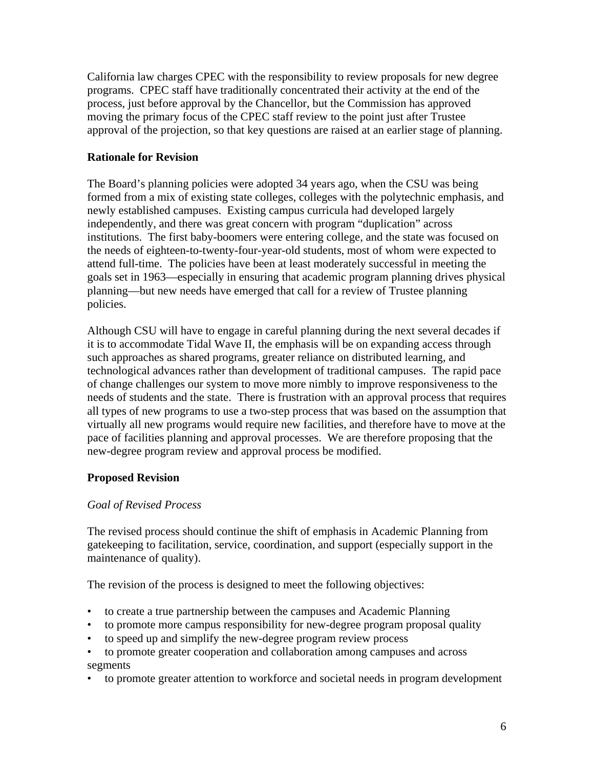California law charges CPEC with the responsibility to review proposals for new degree programs. CPEC staff have traditionally concentrated their activity at the end of the process, just before approval by the Chancellor, but the Commission has approved moving the primary focus of the CPEC staff review to the point just after Trustee approval of the projection, so that key questions are raised at an earlier stage of planning.

**Rationale for Revision**

The Board's planning policies were adopted 34 years ago, when the CSU was being formed from a mix of existing state colleges, colleges with the polytechnic emphasis, and newly established campuses. Existing campus curricula had developed largely independently, and there was great concern with program "duplication" across institutions. The first baby-boomers were entering college, and the state was focused on the needs of eighteen-to-twenty-four-year-old students, most of whom were expected to attend full-time. The policies have been at least moderately successful in meeting the goals set in 1963—especially in ensuring that academic program planning drives physical planning—but new needs have emerged that call for a review of Trustee planning policies.

Although CSU will have to engage in careful planning during the next several decades if it is to accommodate Tidal Wave II, the emphasis will be on expanding access through such approaches as shared programs, greater reliance on distributed learning, and technological advances rather than development of traditional campuses. The rapid pace of change challenges our system to move more nimbly to improve responsiveness to the needs of students and the state. There is frustration with an approval process that requires all types of new programs to use a two-step process that was based on the assumption that virtually all new programs would require new facilities, and therefore have to move at the pace of facilities planning and approval processes. We are therefore proposing that the new-degree program review and approval process be modified.

**Proposed Revision**

*Goal of Revised Process*

The revised process should continue the shift of emphasis in Academic Planning from gatekeeping to facilitation, service, coordination, and support (especially support in the maintenance of quality).

The revision of the process is designed to meet the following objectives:

- to create a true partnership between the campuses and Academic Planning
- to promote more campus responsibility for new-degree program proposal quality
- to speed up and simplify the new-degree program review process
- to promote greater cooperation and collaboration among campuses and across segments
- to promote greater attention to workforce and societal needs in program development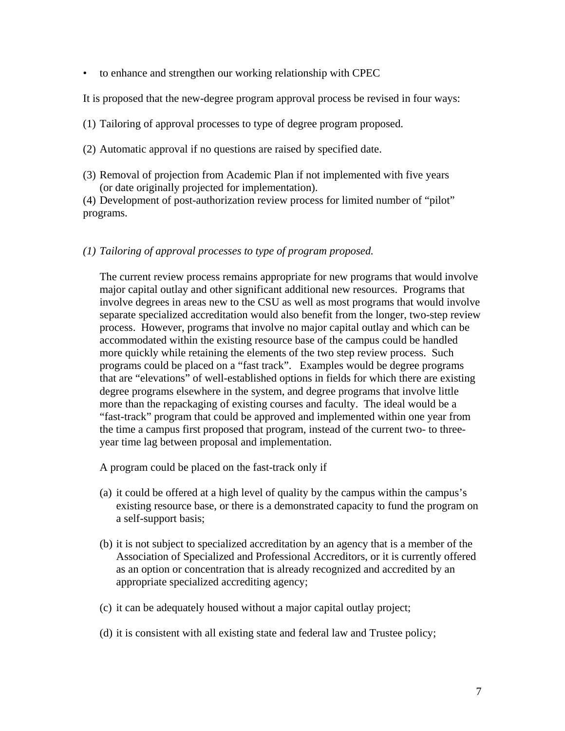- to enhance and strengthen our working relationship with CPEC

It is proposed that the new-degree program approval process be revised in four ways:

(1) Tailoring of approval processes to type of degree program proposed.

(2) Automatic approval if no questions are raised by specified date.

(3) Removal of projection from Academic Plan if not implemented with five years (or date originally projected for implementation).

(4) Development of post-authorization review process for limited number of "pilot" programs.

*(1) Tailoring of approval processes to type of program proposed.*

The current review process remains appropriate for new programs that would involve major capital outlay and other significant additional new resources. Programs that involve degrees in areas new to the CSU as well as most programs that would involve separate specialized accreditation would also benefit from the longer, two-step review process. However, programs that involve no major capital outlay and which can be accommodated within the existing resource base of the campus could be handled more quickly while retaining the elements of the two step review process. Such programs could be placed on a "fast track". Examples would be degree programs that are "elevations" of well-established options in fields for which there are existing degree programs elsewhere in the system, and degree programs that involve little more than the repackaging of existing courses and faculty. The ideal would be a "fast-track" program that could be approved and implemented within one year from the time a campus first proposed that program, instead of the current two- to three-year time lag between proposal and implementation.

A program could be placed on the fast-track only if

(a) it could be offered at a high level of quality by the campus within the campus's existing resource base, or there is a demonstrated capacity to fund the program on a self-support basis;

(b) it is not subject to specialized accreditation by an agency that is a member of the Association of Specialized and Professional Accreditors, or it is currently offered as an option or concentration that is already recognized and accredited by an appropriate specialized accrediting agency;

(c) it can be adequately housed without a major capital outlay project;

(d) it is consistent with all existing state and federal law and Trustee policy;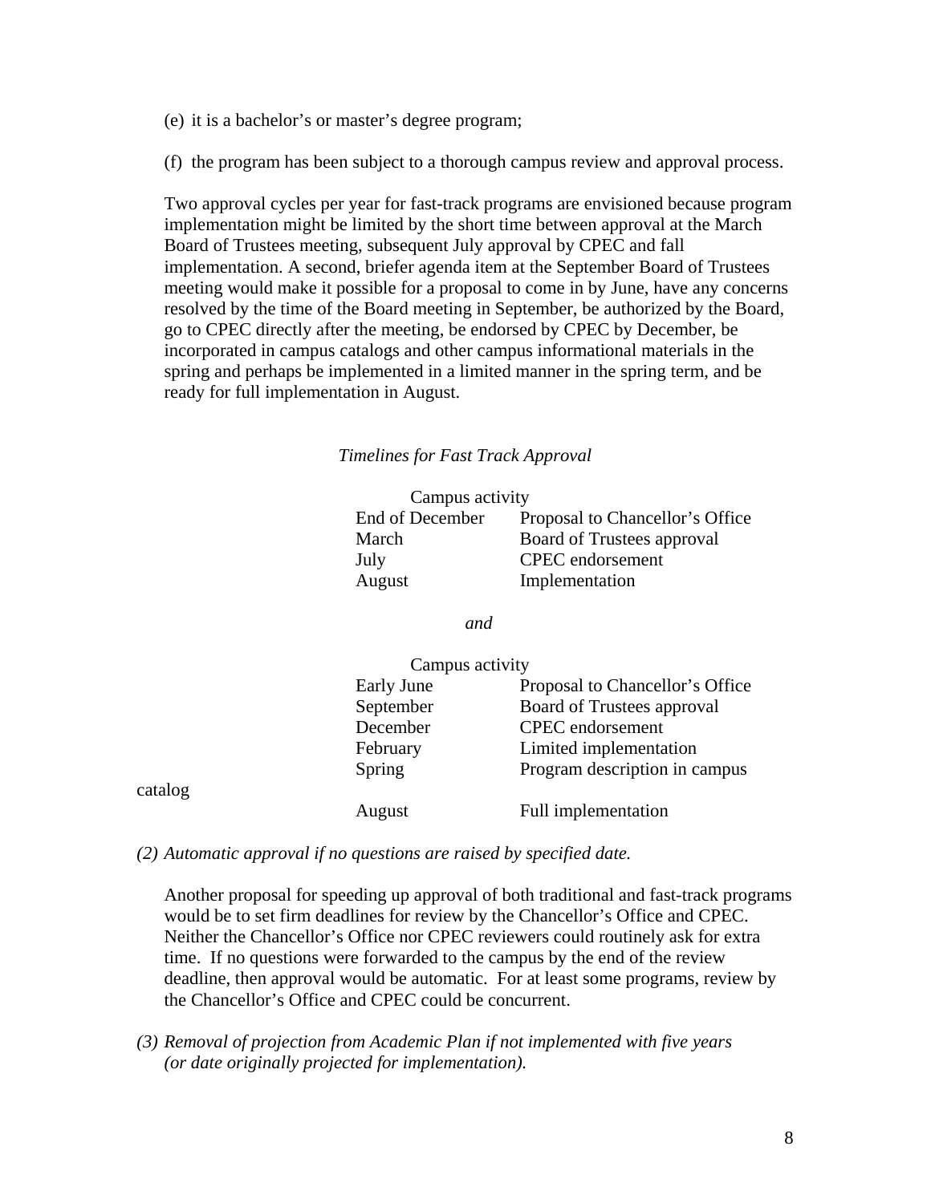(e) it is a bachelor's or master's degree program;

(f) the program has been subject to a thorough campus review and approval process.

Two approval cycles per year for fast-track programs are envisioned because program implementation might be limited by the short time between approval at the March Board of Trustees meeting, subsequent July approval by CPEC and fall implementation. A second, briefer agenda item at the September Board of Trustees meeting would make it possible for a proposal to come in by June, have any concerns resolved by the time of the Board meeting in September, be authorized by the Board, go to CPEC directly after the meeting, be endorsed by CPEC by December, be incorporated in campus catalogs and other campus informational materials in the spring and perhaps be implemented in a limited manner in the spring term, and be ready for full implementation in August.

*Timelines for Fast Track Approval*

| Campus activity | |
|---|---|
| End of December | Proposal to Chancellor's Office |
| March | Board of Trustees approval |
| July | CPEC endorsement |
| August | Implementation |

*and*

| Campus activity | |
|---|---|
| Early June | Proposal to Chancellor's Office |
| September | Board of Trustees approval |
| December | CPEC endorsement |
| February | Limited implementation |
| Spring | Program description in campus catalog |
| August | Full implementation |

*(2) Automatic approval if no questions are raised by specified date.*

Another proposal for speeding up approval of both traditional and fast-track programs would be to set firm deadlines for review by the Chancellor's Office and CPEC. Neither the Chancellor's Office nor CPEC reviewers could routinely ask for extra time. If no questions were forwarded to the campus by the end of the review deadline, then approval would be automatic. For at least some programs, review by the Chancellor's Office and CPEC could be concurrent.

*(3) Removal of projection from Academic Plan if not implemented with five years (or date originally projected for implementation).*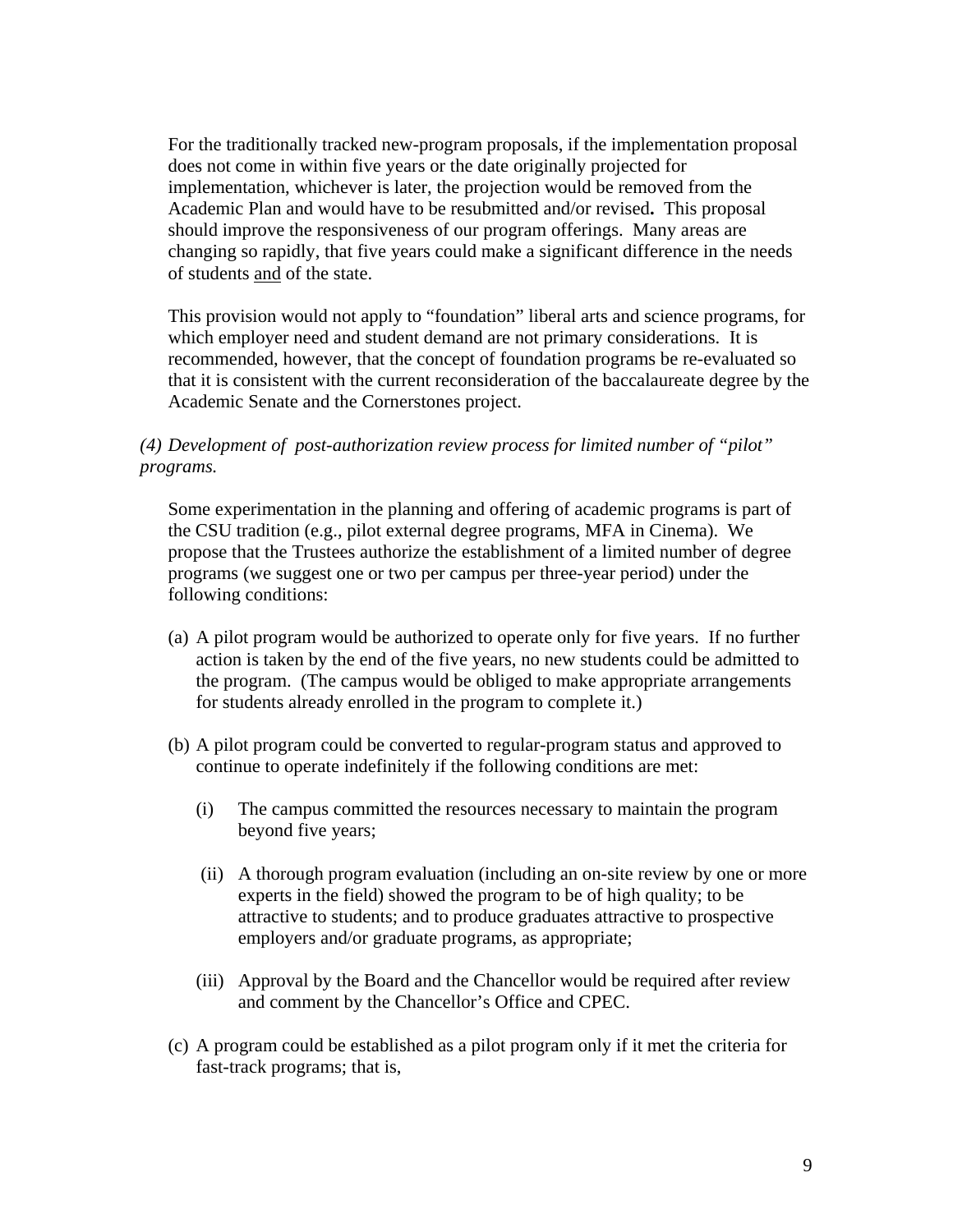For the traditionally tracked new-program proposals, if the implementation proposal does not come in within five years or the date originally projected for implementation, whichever is later, the projection would be removed from the Academic Plan and would have to be resubmitted and/or revised**.** This proposal should improve the responsiveness of our program offerings. Many areas are changing so rapidly, that five years could make a significant difference in the needs of students <u>and</u> of the state.

This provision would not apply to "foundation" liberal arts and science programs, for which employer need and student demand are not primary considerations. It is recommended, however, that the concept of foundation programs be re-evaluated so that it is consistent with the current reconsideration of the baccalaureate degree by the Academic Senate and the Cornerstones project.

*(4) Development of post-authorization review process for limited number of "pilot" programs.*

Some experimentation in the planning and offering of academic programs is part of the CSU tradition (e.g., pilot external degree programs, MFA in Cinema). We propose that the Trustees authorize the establishment of a limited number of degree programs (we suggest one or two per campus per three-year period) under the following conditions:

(a) A pilot program would be authorized to operate only for five years. If no further action is taken by the end of the five years, no new students could be admitted to the program. (The campus would be obliged to make appropriate arrangements for students already enrolled in the program to complete it.)

(b) A pilot program could be converted to regular-program status and approved to continue to operate indefinitely if the following conditions are met:

(i) The campus committed the resources necessary to maintain the program beyond five years;

(ii) A thorough program evaluation (including an on-site review by one or more experts in the field) showed the program to be of high quality; to be attractive to students; and to produce graduates attractive to prospective employers and/or graduate programs, as appropriate;

(iii) Approval by the Board and the Chancellor would be required after review and comment by the Chancellor's Office and CPEC.

(c) A program could be established as a pilot program only if it met the criteria for fast-track programs; that is,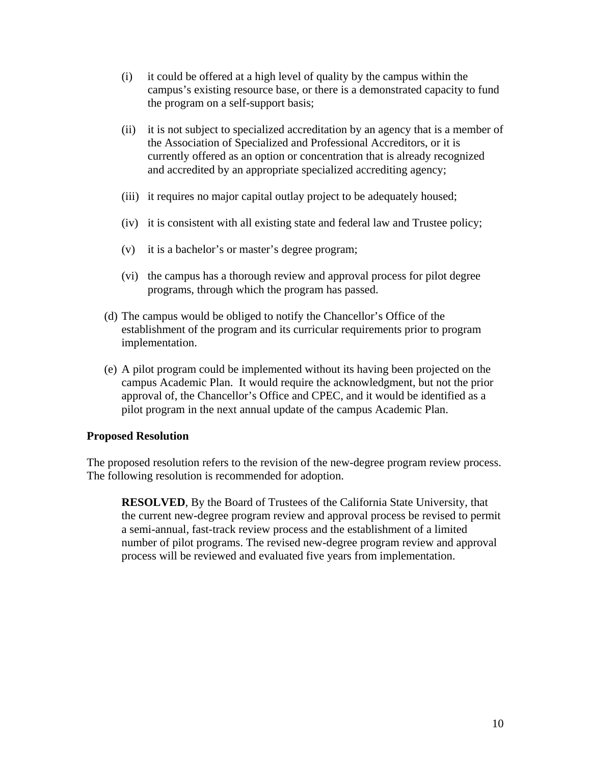(i) it could be offered at a high level of quality by the campus within the campus's existing resource base, or there is a demonstrated capacity to fund the program on a self-support basis;

(ii) it is not subject to specialized accreditation by an agency that is a member of the Association of Specialized and Professional Accreditors, or it is currently offered as an option or concentration that is already recognized and accredited by an appropriate specialized accrediting agency;

(iii) it requires no major capital outlay project to be adequately housed;

(iv) it is consistent with all existing state and federal law and Trustee policy;

(v) it is a bachelor's or master's degree program;

(vi) the campus has a thorough review and approval process for pilot degree programs, through which the program has passed.

(d) The campus would be obliged to notify the Chancellor's Office of the establishment of the program and its curricular requirements prior to program implementation.

(e) A pilot program could be implemented without its having been projected on the campus Academic Plan. It would require the acknowledgment, but not the prior approval of, the Chancellor's Office and CPEC, and it would be identified as a pilot program in the next annual update of the campus Academic Plan.

**Proposed Resolution**

The proposed resolution refers to the revision of the new-degree program review process. The following resolution is recommended for adoption.

> **RESOLVED**, By the Board of Trustees of the California State University, that the current new-degree program review and approval process be revised to permit a semi-annual, fast-track review process and the establishment of a limited number of pilot programs. The revised new-degree program review and approval process will be reviewed and evaluated five years from implementation.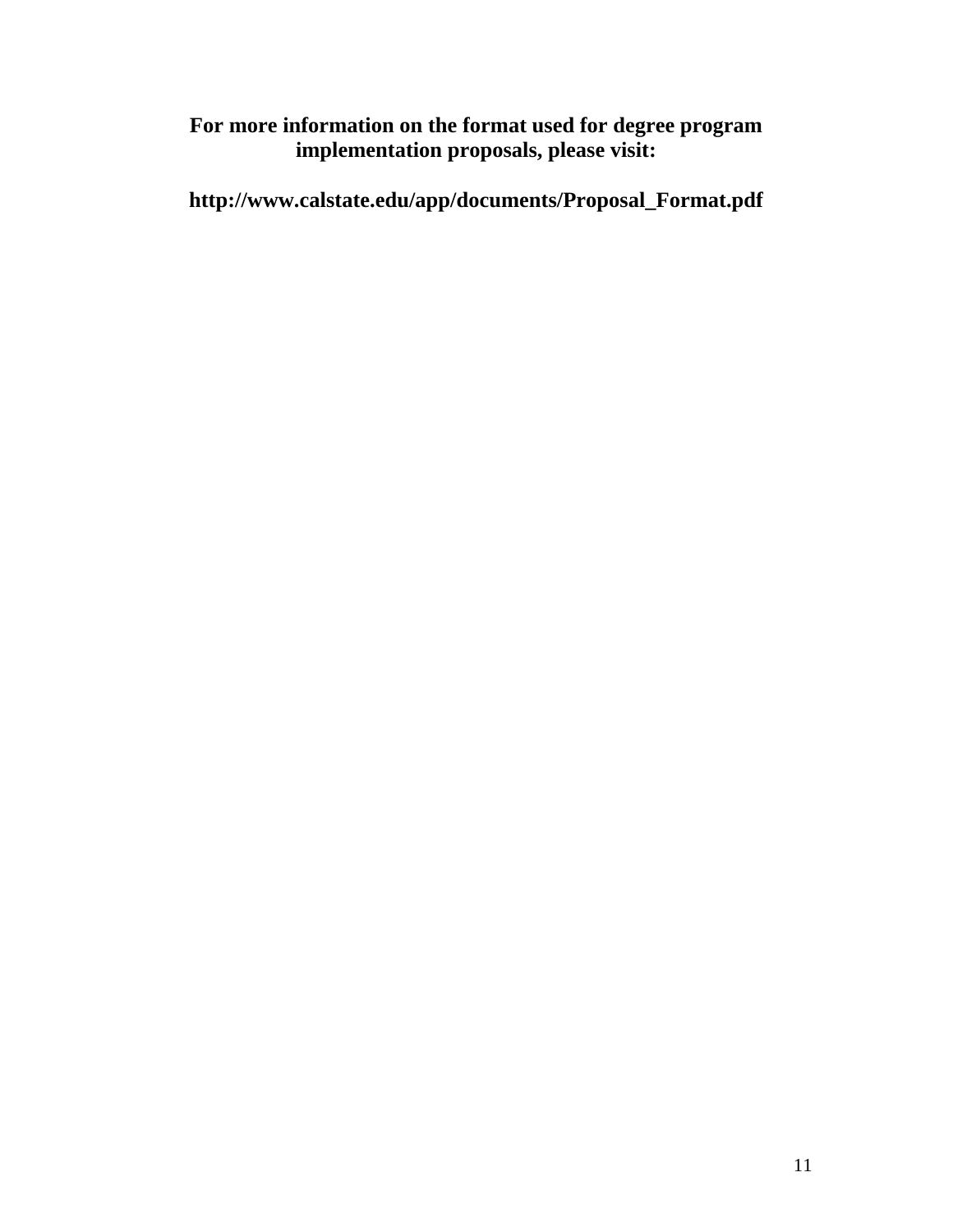**For more information on the format used for degree program implementation proposals, please visit:**

**http://www.calstate.edu/app/documents/Proposal_Format.pdf**